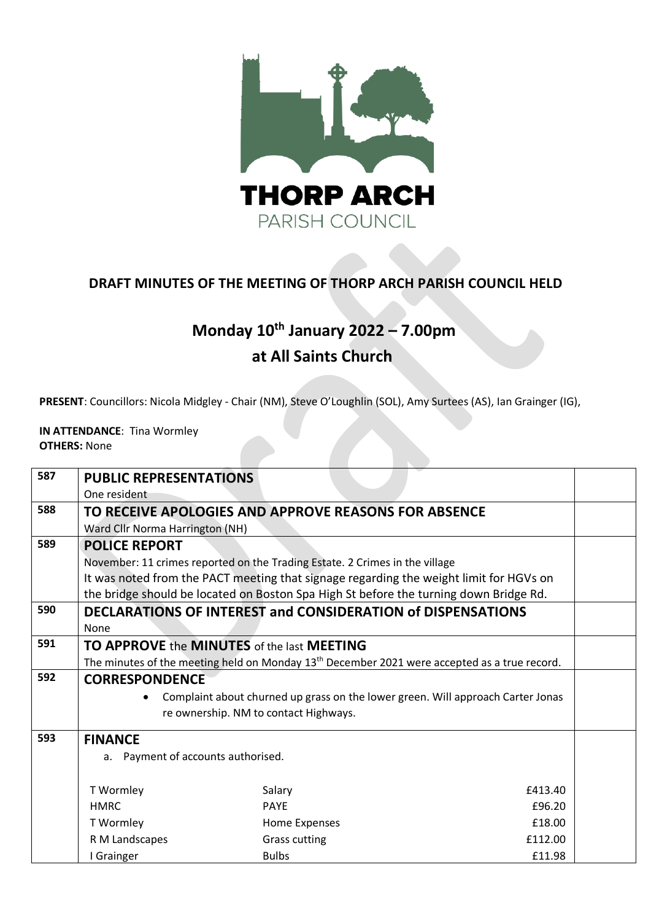THORP ARCH
PARISH COUNCIL

## DRAFT MINUTES OF THE MEETING OF THORP ARCH PARISH COUNCIL HELD

# Monday 10th January 2022 – 7.00pm
# at All Saints Church

**PRESENT**: Councillors: Nicola Midgley - Chair (NM), Steve O'Loughlin (SOL), Amy Surtees (AS), Ian Grainger (IG),

**IN ATTENDANCE**: Tina Wormley
**OTHERS:** None

| | | |
|---|---|---|
| 587 | **PUBLIC REPRESENTATIONS**<br>One resident | |
| 588 | **TO RECEIVE APOLOGIES AND APPROVE REASONS FOR ABSENCE**<br>Ward Cllr Norma Harrington (NH) | |
| 589 | **POLICE REPORT**<br>November: 11 crimes reported on the Trading Estate. 2 Crimes in the village<br>It was noted from the PACT meeting that signage regarding the weight limit for HGVs on the bridge should be located on Boston Spa High St before the turning down Bridge Rd. | |
| 590 | **DECLARATIONS OF INTEREST and CONSIDERATION of DISPENSATIONS**<br>None | |
| 591 | **TO APPROVE the MINUTES of the last MEETING**<br>The minutes of the meeting held on Monday 13th December 2021 were accepted as a true record. | |
| 592 | **CORRESPONDENCE**<br>• Complaint about churned up grass on the lower green. Will approach Carter Jonas re ownership. NM to contact Highways. | |
| 593 | **FINANCE**<br>a. Payment of accounts authorised. | |

| Payee | Description | Amount |
|---|---|---|
| T Wormley | Salary | £413.40 |
| HMRC | PAYE | £96.20 |
| T Wormley | Home Expenses | £18.00 |
| R M Landscapes | Grass cutting | £112.00 |
| I Grainger | Bulbs | £11.98 |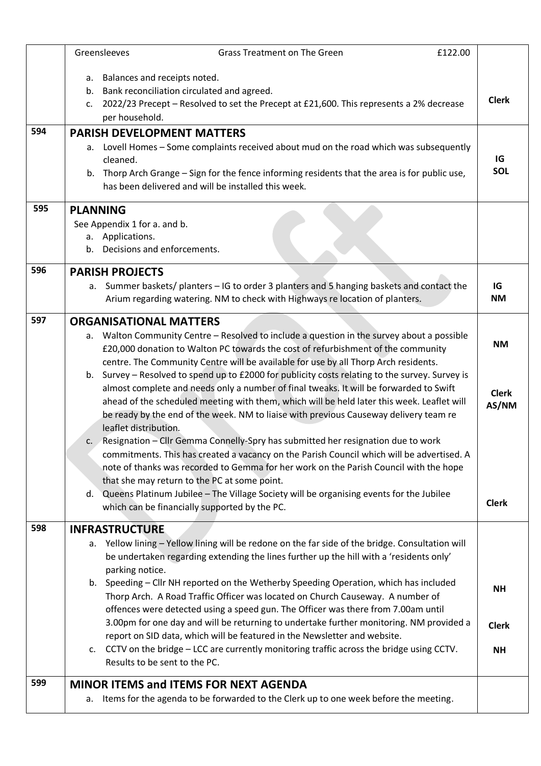| | | |
|---|---|---|
| | Greensleeves Grass Treatment on The Green £122.00<br><br>a. Balances and receipts noted.<br>b. Bank reconciliation circulated and agreed.<br>c. 2022/23 Precept – Resolved to set the Precept at £21,600. This represents a 2% decrease per household. | **Clerk** |
| 594 | **PARISH DEVELOPMENT MATTERS**<br>a. Lovell Homes – Some complaints received about mud on the road which was subsequently cleaned.<br>b. Thorp Arch Grange – Sign for the fence informing residents that the area is for public use, has been delivered and will be installed this week. | **IG**<br>**SOL** |
| 595 | **PLANNING**<br>See Appendix 1 for a. and b.<br>a. Applications.<br>b. Decisions and enforcements. | |
| 596 | **PARISH PROJECTS**<br>a. Summer baskets/ planters – IG to order 3 planters and 5 hanging baskets and contact the Arium regarding watering. NM to check with Highways re location of planters. | **IG**<br>**NM** |
| 597 | **ORGANISATIONAL MATTERS**<br>a. Walton Community Centre – Resolved to include a question in the survey about a possible £20,000 donation to Walton PC towards the cost of refurbishment of the community centre. The Community Centre will be available for use by all Thorp Arch residents.<br>b. Survey – Resolved to spend up to £2000 for publicity costs relating to the survey. Survey is almost complete and needs only a number of final tweaks. It will be forwarded to Swift ahead of the scheduled meeting with them, which will be held later this week. Leaflet will be ready by the end of the week. NM to liaise with previous Causeway delivery team re leaflet distribution.<br>c. Resignation – Cllr Gemma Connelly-Spry has submitted her resignation due to work commitments. This has created a vacancy on the Parish Council which will be advertised. A note of thanks was recorded to Gemma for her work on the Parish Council with the hope that she may return to the PC at some point.<br>d. Queens Platinum Jubilee – The Village Society will be organising events for the Jubilee which can be financially supported by the PC. | **NM**<br><br>**Clerk**<br>**AS/NM**<br><br>**Clerk** |
| 598 | **INFRASTRUCTURE**<br>a. Yellow lining – Yellow lining will be redone on the far side of the bridge. Consultation will be undertaken regarding extending the lines further up the hill with a 'residents only' parking notice.<br>b. Speeding – Cllr NH reported on the Wetherby Speeding Operation, which has included Thorp Arch. A Road Traffic Officer was located on Church Causeway. A number of offences were detected using a speed gun. The Officer was there from 7.00am until 3.00pm for one day and will be returning to undertake further monitoring. NM provided a report on SID data, which will be featured in the Newsletter and website.<br>c. CCTV on the bridge – LCC are currently monitoring traffic across the bridge using CCTV. Results to be sent to the PC. | **NH**<br><br>**Clerk**<br><br>**NH** |
| 599 | **MINOR ITEMS and ITEMS FOR NEXT AGENDA**<br>a. Items for the agenda to be forwarded to the Clerk up to one week before the meeting. | |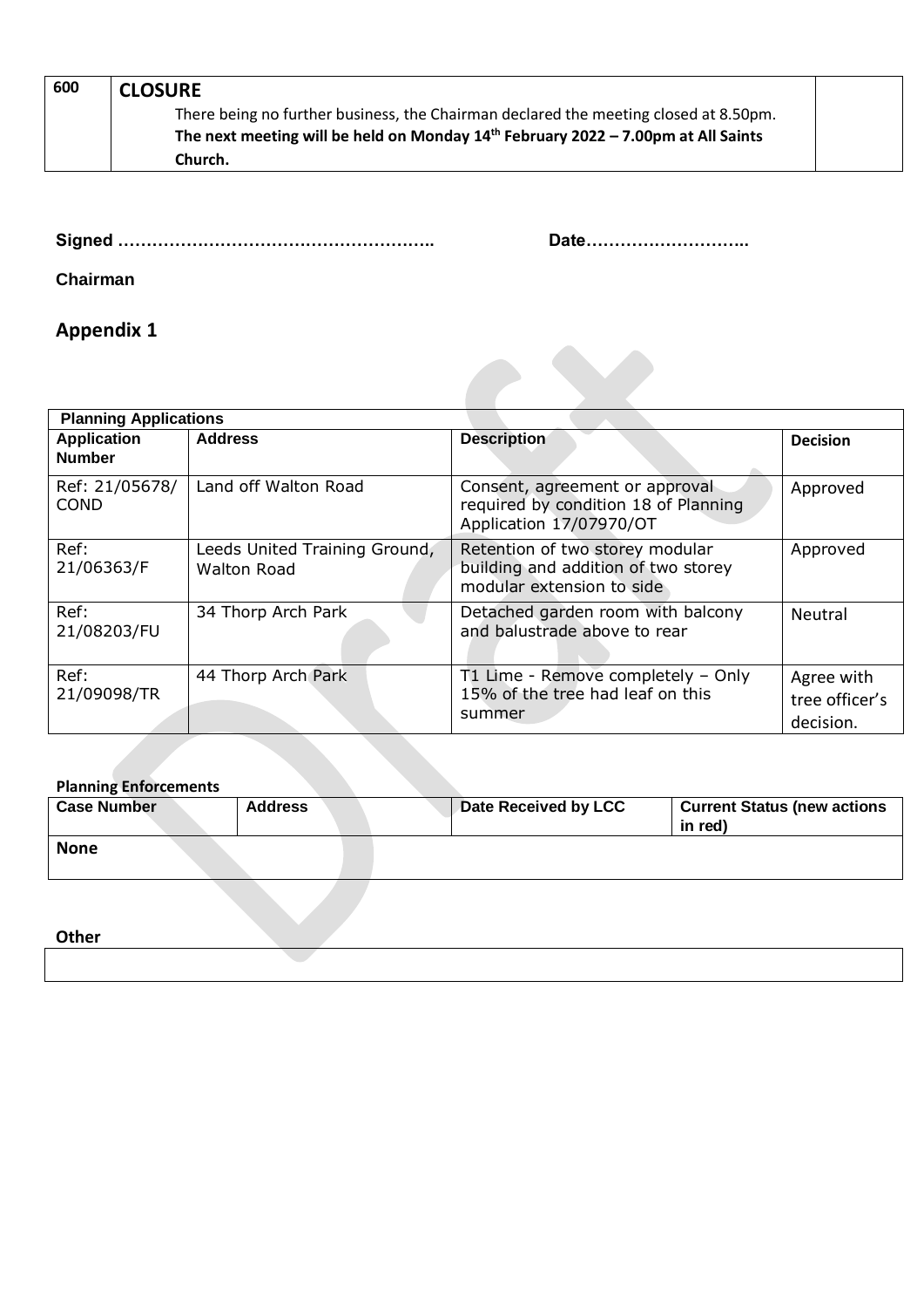| 600 | **CLOSURE** There being no further business, the Chairman declared the meeting closed at 8.50pm. **The next meeting will be held on Monday 14th February 2022 – 7.00pm at All Saints Church.** | |
|---|---|---|

**Signed ………………………………………………..** **Date………………………..**

**Chairman**

## Appendix 1

| **Planning Applications** | | | |
|---|---|---|---|
| **Application Number** | **Address** | **Description** | **Decision** |
| Ref: 21/05678/ COND | Land off Walton Road | Consent, agreement or approval required by condition 18 of Planning Application 17/07970/OT | Approved |
| Ref: 21/06363/F | Leeds United Training Ground, Walton Road | Retention of two storey modular building and addition of two storey modular extension to side | Approved |
| Ref: 21/08203/FU | 34 Thorp Arch Park | Detached garden room with balcony and balustrade above to rear | Neutral |
| Ref: 21/09098/TR | 44 Thorp Arch Park | T1 Lime - Remove completely – Only 15% of the tree had leaf on this summer | Agree with tree officer's decision. |

**Planning Enforcements**

| **Case Number** | **Address** | **Date Received by LCC** | **Current Status (new actions in red)** |
|---|---|---|---|
| **None** | | | |

**Other**